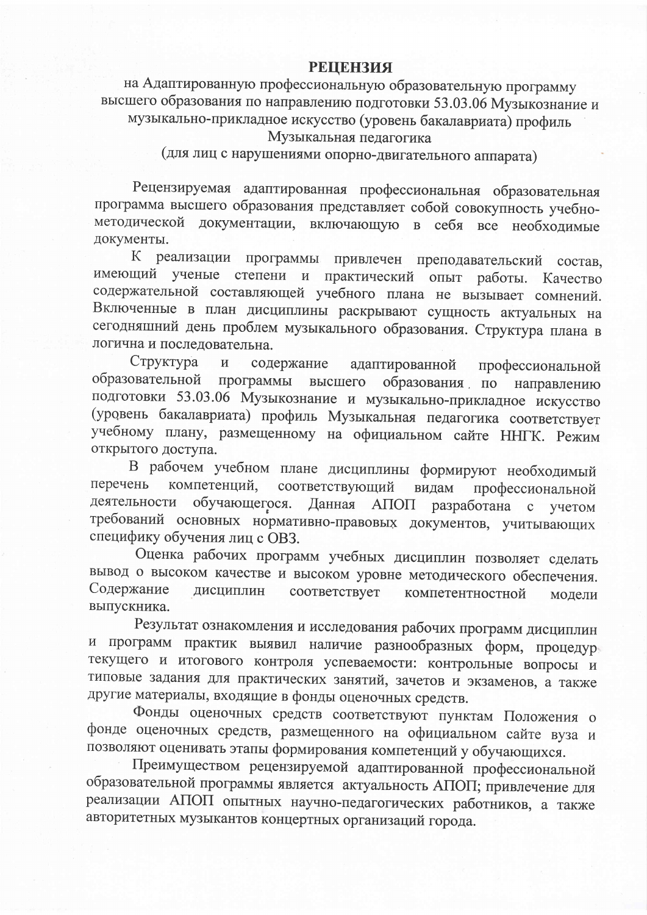# РЕЦЕНЗИЯ

на Адаптированную профессиональную образовательную программу высшего образования по направлению подготовки 53.03.06 Музыкознание и музыкально-прикладное искусство (уровень бакалавриата) профиль Музыкальная педагогика

(для лиц с нарушениями опорно-двигательного аппарата)

Рецензируемая адаптированная профессиональная образовательная программа высшего образования представляет собой совокупность учебно-методической документации, включающую в себя все необходимые документы.

К реализации программы привлечен преподавательский состав, имеющий ученые степени и практический опыт работы. Качество содержательной составляющей учебного плана не вызывает сомнений. Включенные в план дисциплины раскрывают сущность актуальных на сегодняшний день проблем музыкального образования. Структура плана в логична и последовательна.

Структура и содержание адаптированной профессиональной образовательной программы высшего образования по направлению подготовки 53.03.06 Музыкознание и музыкально-прикладное искусство (уровень бакалавриата) профиль Музыкальная педагогика соответствует учебному плану, размещенному на официальном сайте ННГК. Режим открытого доступа.

В рабочем учебном плане дисциплины формируют необходимый перечень компетенций, соответствующий видам профессиональной деятельности обучающегося. Данная АПОП разработана с учетом требований основных нормативно-правовых документов, учитывающих специфику обучения лиц с ОВЗ.

Оценка рабочих программ учебных дисциплин позволяет сделать вывод о высоком качестве и высоком уровне методического обеспечения. Содержание дисциплин соответствует компетентностной модели выпускника.

Результат ознакомления и исследования рабочих программ дисциплин и программ практик выявил наличие разнообразных форм, процедур текущего и итогового контроля успеваемости: контрольные вопросы и типовые задания для практических занятий, зачетов и экзаменов, а также другие материалы, входящие в фонды оценочных средств.

Фонды оценочных средств соответствуют пунктам Положения о фонде оценочных средств, размещенного на официальном сайте вуза и позволяют оценивать этапы формирования компетенций у обучающихся.

Преимуществом рецензируемой адаптированной профессиональной образовательной программы является актуальность АПОП; привлечение для реализации АПОП опытных научно-педагогических работников, а также авторитетных музыкантов концертных организаций города.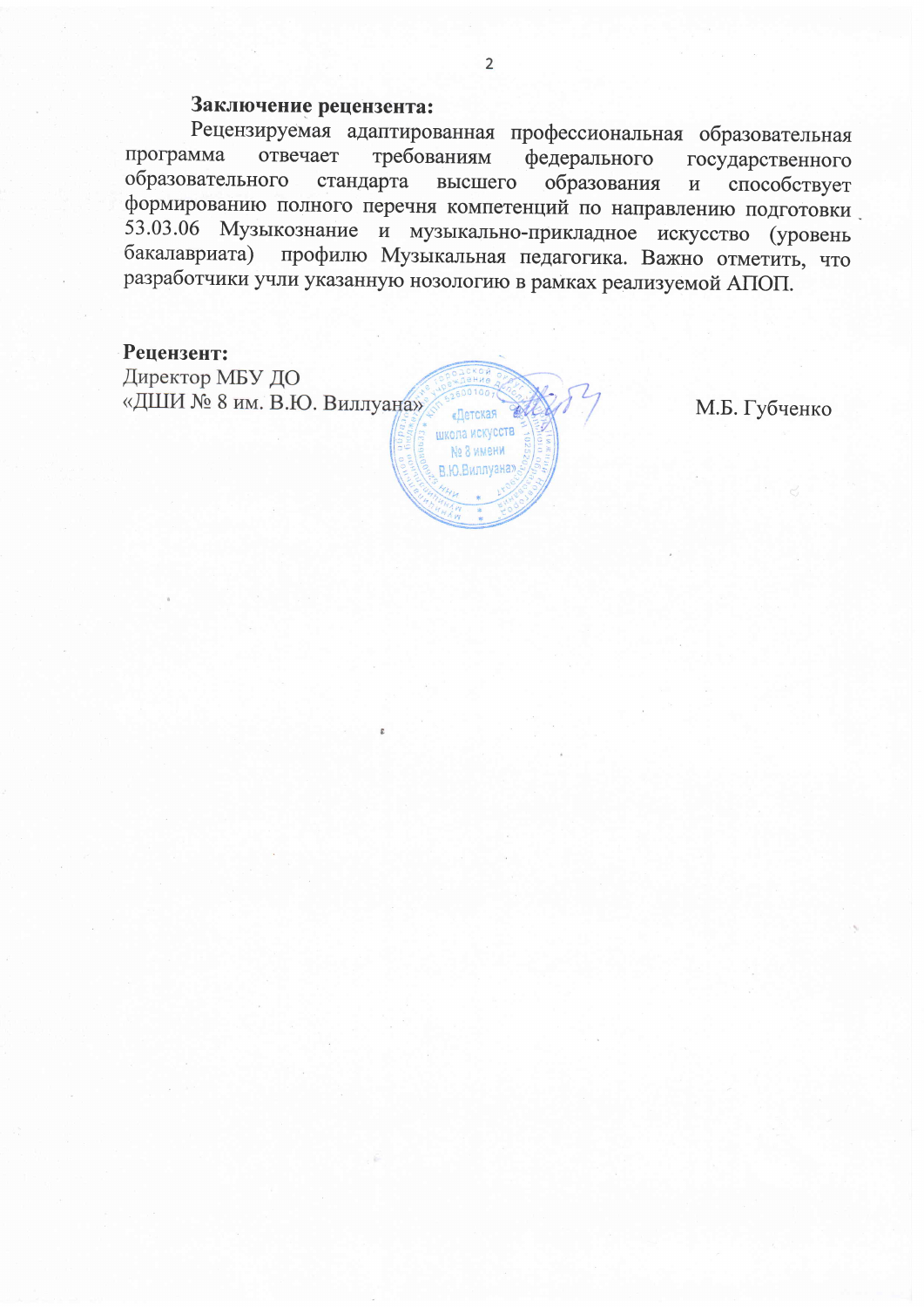**Заключение рецензента:**

Рецензируемая адаптированная профессиональная образовательная программа отвечает требованиям федерального государственного образовательного стандарта высшего образования и способствует формированию полного перечня компетенций по направлению подготовки 53.03.06 Музыкознание и музыкально-прикладное искусство (уровень бакалавриата) профилю Музыкальная педагогика. Важно отметить, что разработчики учли указанную нозологию в рамках реализуемой АПОП.

**Рецензент:**

Директор МБУ ДО
«ДШИ № 8 им. В.Ю. Виллуана» М.Б. Губченко